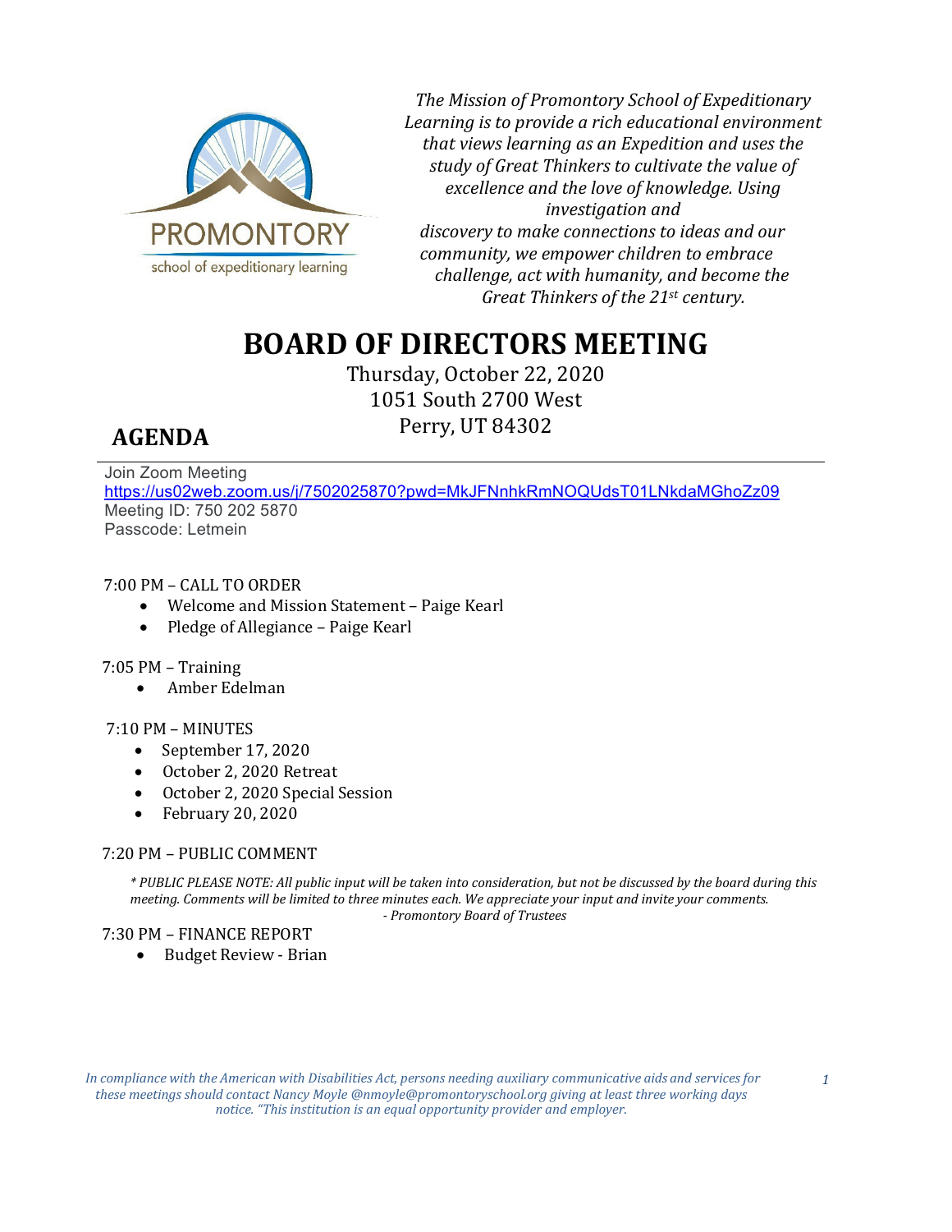PROMONTORY
school of expeditionary learning

*The Mission of Promontory School of Expeditionary Learning is to provide a rich educational environment that views learning as an Expedition and uses the study of Great Thinkers to cultivate the value of excellence and the love of knowledge. Using investigation and discovery to make connections to ideas and our community, we empower children to embrace challenge, act with humanity, and become the Great Thinkers of the 21st century.*

# BOARD OF DIRECTORS MEETING

Thursday, October 22, 2020
1051 South 2700 West
Perry, UT 84302

## AGENDA

Join Zoom Meeting
https://us02web.zoom.us/j/7502025870?pwd=MkJFNnhkRmNOQUdsT01LNkdaMGhoZz09
Meeting ID: 750 202 5870
Passcode: Letmein

7:00 PM – CALL TO ORDER

- Welcome and Mission Statement – Paige Kearl
- Pledge of Allegiance – Paige Kearl

7:05 PM – Training

- Amber Edelman

7:10 PM – MINUTES

- September 17, 2020
- October 2, 2020 Retreat
- October 2, 2020 Special Session
- February 20, 2020

7:20 PM – PUBLIC COMMENT

*\* PUBLIC PLEASE NOTE: All public input will be taken into consideration, but not be discussed by the board during this meeting. Comments will be limited to three minutes each. We appreciate your input and invite your comments.*
*- Promontory Board of Trustees*

7:30 PM – FINANCE REPORT

- Budget Review - Brian

*In compliance with the American with Disabilities Act, persons needing auxiliary communicative aids and services for these meetings should contact Nancy Moyle @nmoyle@promontoryschool.org giving at least three working days notice. "This institution is an equal opportunity provider and employer.*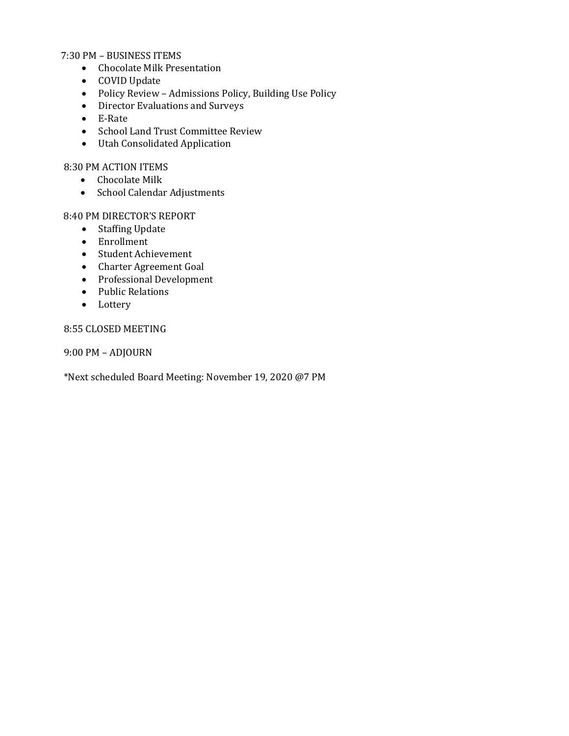7:30 PM – BUSINESS ITEMS

- Chocolate Milk Presentation
- COVID Update
- Policy Review – Admissions Policy, Building Use Policy
- Director Evaluations and Surveys
- E-Rate
- School Land Trust Committee Review
- Utah Consolidated Application

8:30 PM ACTION ITEMS

- Chocolate Milk
- School Calendar Adjustments

8:40 PM DIRECTOR'S REPORT

- Staffing Update
- Enrollment
- Student Achievement
- Charter Agreement Goal
- Professional Development
- Public Relations
- Lottery

8:55 CLOSED MEETING

9:00 PM – ADJOURN

*Next scheduled Board Meeting: November 19, 2020 @7 PM